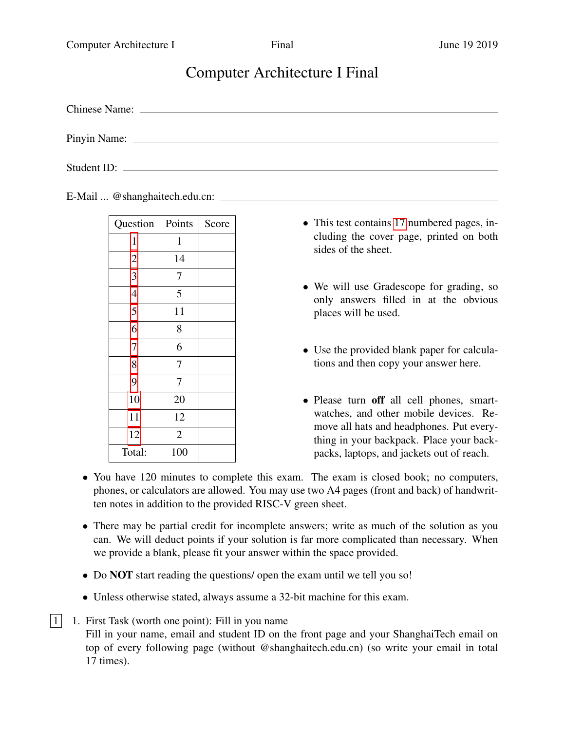# Computer Architecture I Final

Chinese Name: ______________________________

Pinyin Name: ______________________________

Student ID: ______________________________

E-Mail ... @shanghaitech.edu.cn: ______________________________

| Question | Points | Score |
|---|---|---|
| 1 | 1 | |
| 2 | 14 | |
| 3 | 7 | |
| 4 | 5 | |
| 5 | 11 | |
| 6 | 8 | |
| 7 | 6 | |
| 8 | 7 | |
| 9 | 7 | |
| 10 | 20 | |
| 11 | 12 | |
| 12 | 2 | |
| Total: | 100 | |

- This test contains 17 numbered pages, including the cover page, printed on both sides of the sheet.
- We will use Gradescope for grading, so only answers filled in at the obvious places will be used.
- Use the provided blank paper for calculations and then copy your answer here.
- Please turn **off** all cell phones, smartwatches, and other mobile devices. Remove all hats and headphones. Put everything in your backpack. Place your backpacks, laptops, and jackets out of reach.

- You have 120 minutes to complete this exam. The exam is closed book; no computers, phones, or calculators are allowed. You may use two A4 pages (front and back) of handwritten notes in addition to the provided RISC-V green sheet.
- There may be partial credit for incomplete answers; write as much of the solution as you can. We will deduct points if your solution is far more complicated than necessary. When we provide a blank, please fit your answer within the space provided.
- Do **NOT** start reading the questions/ open the exam until we tell you so!
- Unless otherwise stated, always assume a 32-bit machine for this exam.

[1] 1. First Task (worth one point): Fill in you name
Fill in your name, email and student ID on the front page and your ShanghaiTech email on top of every following page (without @shanghaitech.edu.cn) (so write your email in total 17 times).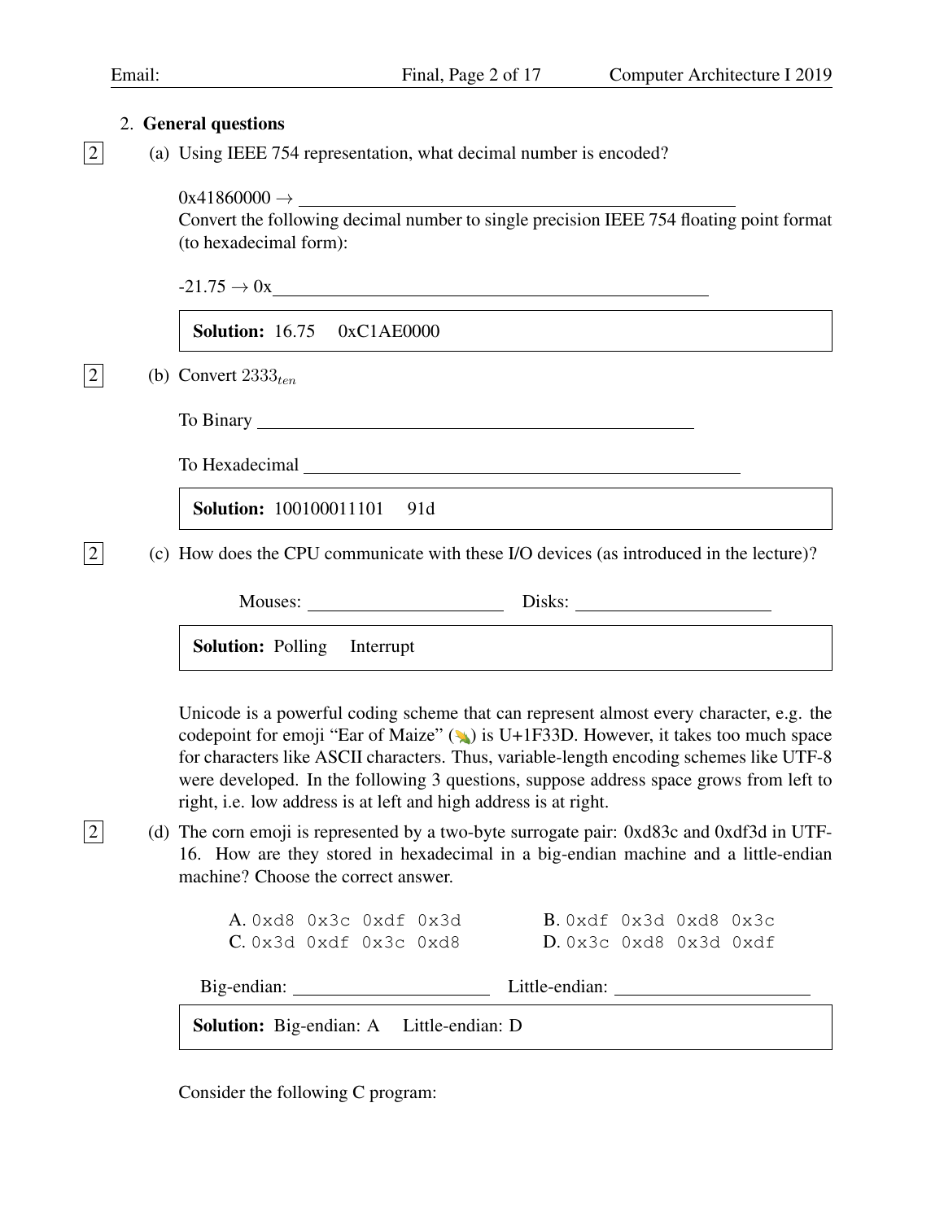2. **General questions**

[2] (a) Using IEEE 754 representation, what decimal number is encoded?

0x41860000 → ______________________

Convert the following decimal number to single precision IEEE 754 floating point format (to hexadecimal form):

-21.75 → 0x______________________

> **Solution:** 16.75 0xC1AE0000

[2] (b) Convert $2333_{ten}$

To Binary ______________________

To Hexadecimal ______________________

> **Solution:** 100100011101 91d

[2] (c) How does the CPU communicate with these I/O devices (as introduced in the lecture)?

Mouses: ______________ Disks: ______________

> **Solution:** Polling Interrupt

Unicode is a powerful coding scheme that can represent almost every character, e.g. the codepoint for emoji "Ear of Maize" (🌽) is U+1F33D. However, it takes too much space for characters like ASCII characters. Thus, variable-length encoding schemes like UTF-8 were developed. In the following 3 questions, suppose address space grows from left to right, i.e. low address is at left and high address is at right.

[2] (d) The corn emoji is represented by a two-byte surrogate pair: 0xd83c and 0xdf3d in UTF-16. How are they stored in hexadecimal in a big-endian machine and a little-endian machine? Choose the correct answer.

A. `0xd8 0x3c 0xdf 0x3d`    B. `0xdf 0x3d 0xd8 0x3c`
C. `0x3d 0xdf 0x3c 0xd8`    D. `0x3c 0xd8 0x3d 0xdf`

Big-endian: ______________ Little-endian: ______________

> **Solution:** Big-endian: A Little-endian: D

Consider the following C program: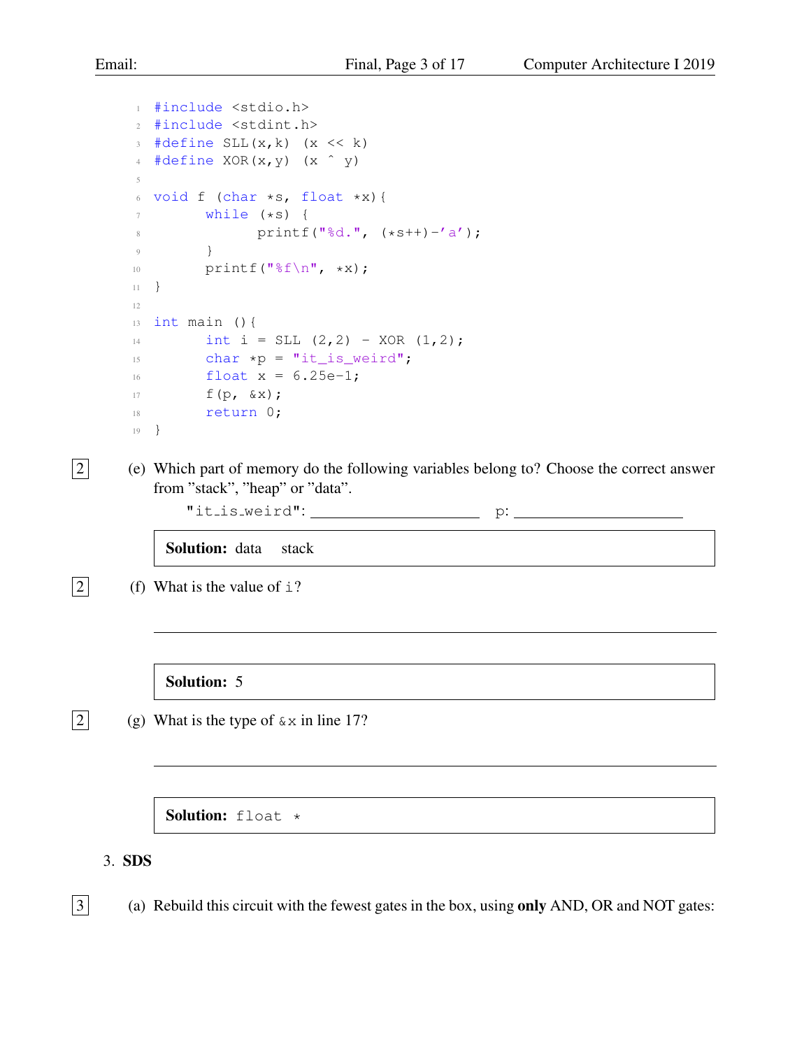```c
#include <stdio.h>
#include <stdint.h>
#define SLL(x,k) (x << k)
#define XOR(x,y) (x ^ y)

void f (char *s, float *x){
      while (*s) {
            printf("%d.", (*s++)-'a');
      }
      printf("%f\n", *x);
}

int main (){
      int i = SLL (2,2) - XOR (1,2);
      char *p = "it_is_weird";
      float x = 6.25e-1;
      f(p, &x);
      return 0;
}
```

2 (e) Which part of memory do the following variables belong to? Choose the correct answer from "stack", "heap" or "data".

"it_is_weird": ____________________ p: ____________________

**Solution:** data stack

2 (f) What is the value of `i`?

______________________________________________

**Solution:** 5

2 (g) What is the type of `&x` in line 17?

______________________________________________

**Solution:** `float *`

3. **SDS**

3 (a) Rebuild this circuit with the fewest gates in the box, using **only** AND, OR and NOT gates: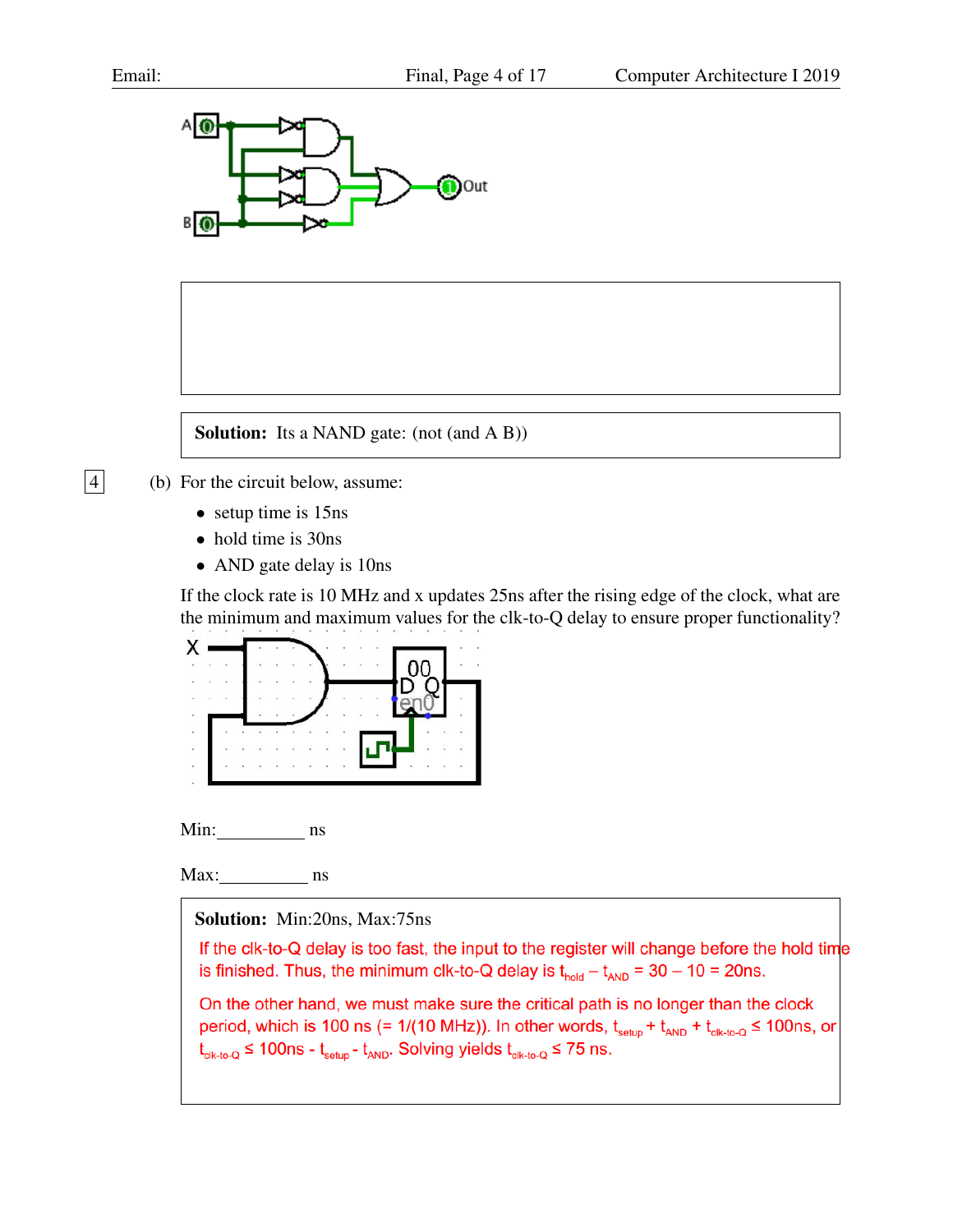A B Out

Solution: Its a NAND gate: (not (and A B))

4 (b) For the circuit below, assume:

- setup time is 15ns
- hold time is 30ns
- AND gate delay is 10ns

If the clock rate is 10 MHz and x updates 25ns after the rising edge of the clock, what are the minimum and maximum values for the clk-to-Q delay to ensure proper functionality?

Min:__________ ns

Max:__________ ns

**Solution:** Min:20ns, Max:75ns

If the clk-to-Q delay is too fast, the input to the register will change before the hold time is finished. Thus, the minimum clk-to-Q delay is $t_{hold} - t_{AND} = 30 - 10 = 20$ns.

On the other hand, we must make sure the critical path is no longer than the clock period, which is 100 ns (= 1/(10 MHz)). In other words, $t_{setup} + t_{AND} + t_{clk\text{-}to\text{-}Q} \leq 100$ns, or $t_{clk\text{-}to\text{-}Q} \leq 100\text{ns} - t_{setup} - t_{AND}$. Solving yields $t_{clk\text{-}to\text{-}Q} \leq 75$ ns.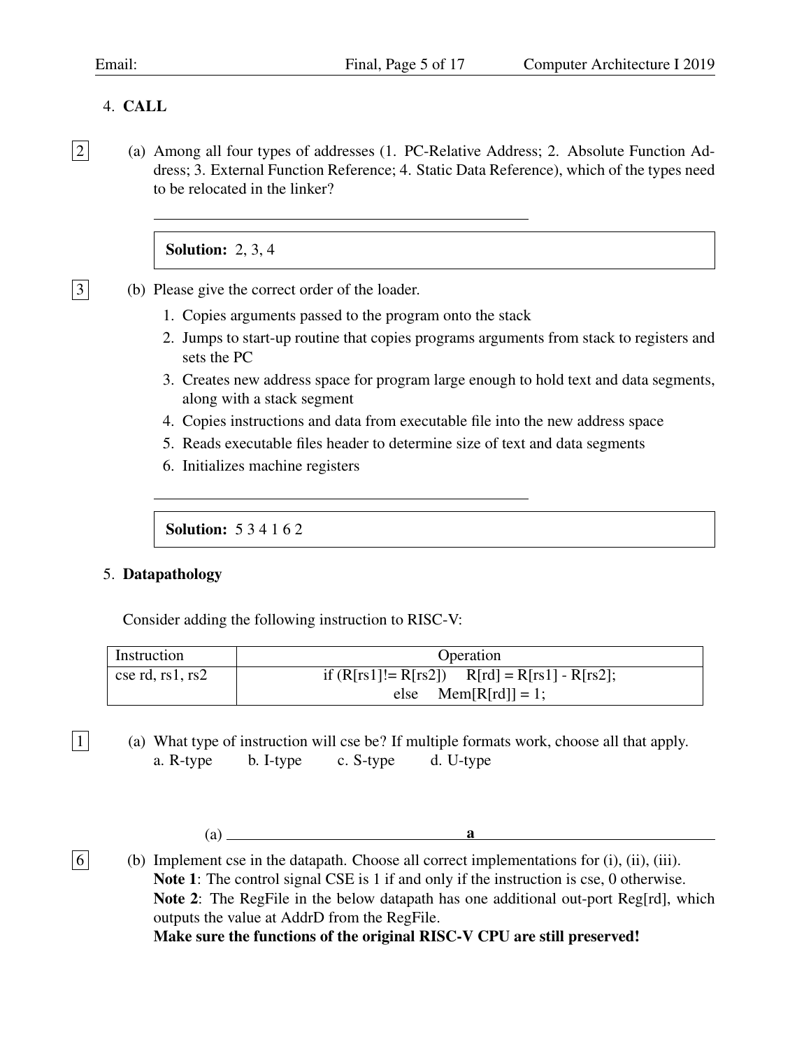4. **CALL**

[2] (a) Among all four types of addresses (1. PC-Relative Address; 2. Absolute Function Address; 3. External Function Reference; 4. Static Data Reference), which of the types need to be relocated in the linker?

**Solution:** 2, 3, 4

[3] (b) Please give the correct order of the loader.

1. Copies arguments passed to the program onto the stack
2. Jumps to start-up routine that copies programs arguments from stack to registers and sets the PC
3. Creates new address space for program large enough to hold text and data segments, along with a stack segment
4. Copies instructions and data from executable file into the new address space
5. Reads executable files header to determine size of text and data segments
6. Initializes machine registers

**Solution:** 5 3 4 1 6 2

5. **Datapathology**

Consider adding the following instruction to RISC-V:

| Instruction | Operation |
|---|---|
| cse rd, rs1, rs2 | if (R[rs1]!= R[rs2]) R[rd] = R[rs1] - R[rs2];<br>else Mem[R[rd]] = 1; |

[1] (a) What type of instruction will cse be? If multiple formats work, choose all that apply.
a. R-type b. I-type c. S-type d. U-type

(a) **a**

[6] (b) Implement cse in the datapath. Choose all correct implementations for (i), (ii), (iii).
**Note 1**: The control signal CSE is 1 if and only if the instruction is cse, 0 otherwise.
**Note 2**: The RegFile in the below datapath has one additional out-port Reg[rd], which outputs the value at AddrD from the RegFile.
**Make sure the functions of the original RISC-V CPU are still preserved!**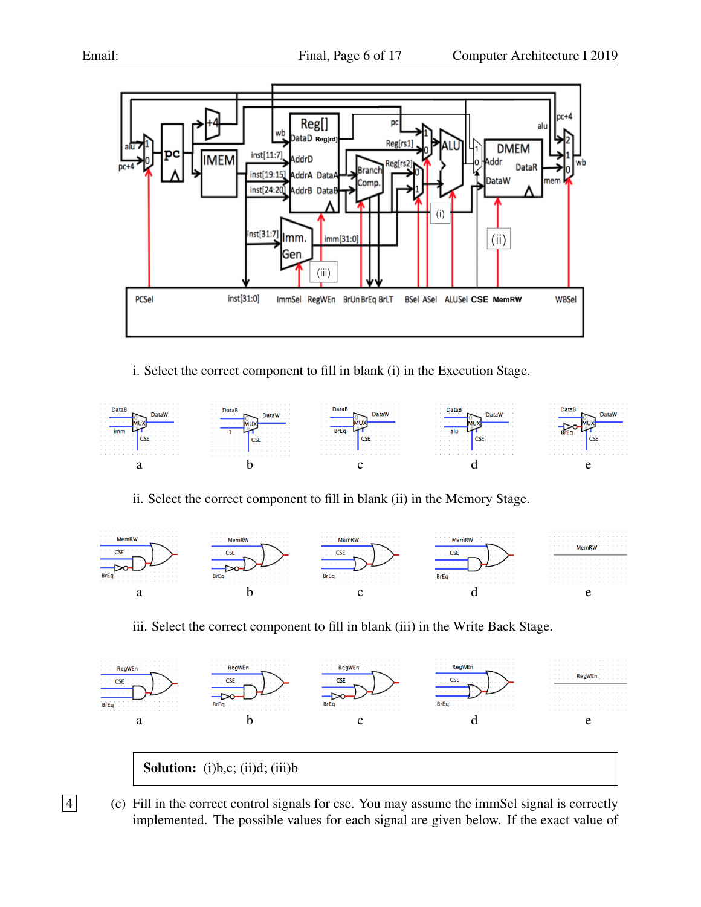i. Select the correct component to fill in blank (i) in the Execution Stage.

a b c d e

ii. Select the correct component to fill in blank (ii) in the Memory Stage.

a b c d e

iii. Select the correct component to fill in blank (iii) in the Write Back Stage.

a b c d e

**Solution:** (i)b,c; (ii)d; (iii)b

4 (c) Fill in the correct control signals for cse. You may assume the immSel signal is correctly implemented. The possible values for each signal are given below. If the exact value of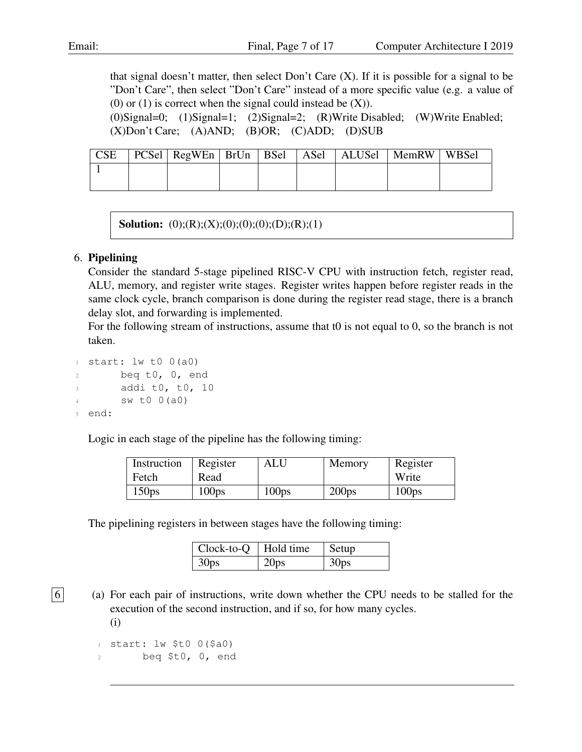that signal doesn't matter, then select Don't Care (X). If it is possible for a signal to be "Don't Care", then select "Don't Care" instead of a more specific value (e.g. a value of (0) or (1) is correct when the signal could instead be (X)).
(0)Signal=0; (1)Signal=1; (2)Signal=2; (R)Write Disabled; (W)Write Enabled; (X)Don't Care; (A)AND; (B)OR; (C)ADD; (D)SUB

| CSE | PCSel | RegWEn | BrUn | BSel | ASel | ALUSel | MemRW | WBSel |
|---|---|---|---|---|---|---|---|---|
| 1 | | | | | | | | |

**Solution:** (0);(R);(X);(0);(0);(0);(D);(R);(1)

6. **Pipelining**

Consider the standard 5-stage pipelined RISC-V CPU with instruction fetch, register read, ALU, memory, and register write stages. Register writes happen before register reads in the same clock cycle, branch comparison is done during the register read stage, there is a branch delay slot, and forwarding is implemented.

For the following stream of instructions, assume that t0 is not equal to 0, so the branch is not taken.

```
start: lw t0 0(a0)
       beq t0, 0, end
       addi t0, t0, 10
       sw t0 0(a0)
end:
```

Logic in each stage of the pipeline has the following timing:

| Instruction Fetch | Register Read | ALU | Memory | Register Write |
|---|---|---|---|---|
| 150ps | 100ps | 100ps | 200ps | 100ps |

The pipelining registers in between stages have the following timing:

| Clock-to-Q | Hold time | Setup |
|---|---|---|
| 30ps | 20ps | 30ps |

6 (a) For each pair of instructions, write down whether the CPU needs to be stalled for the execution of the second instruction, and if so, for how many cycles.

(i)

```
start: lw $t0 0($a0)
       beq $t0, 0, end
```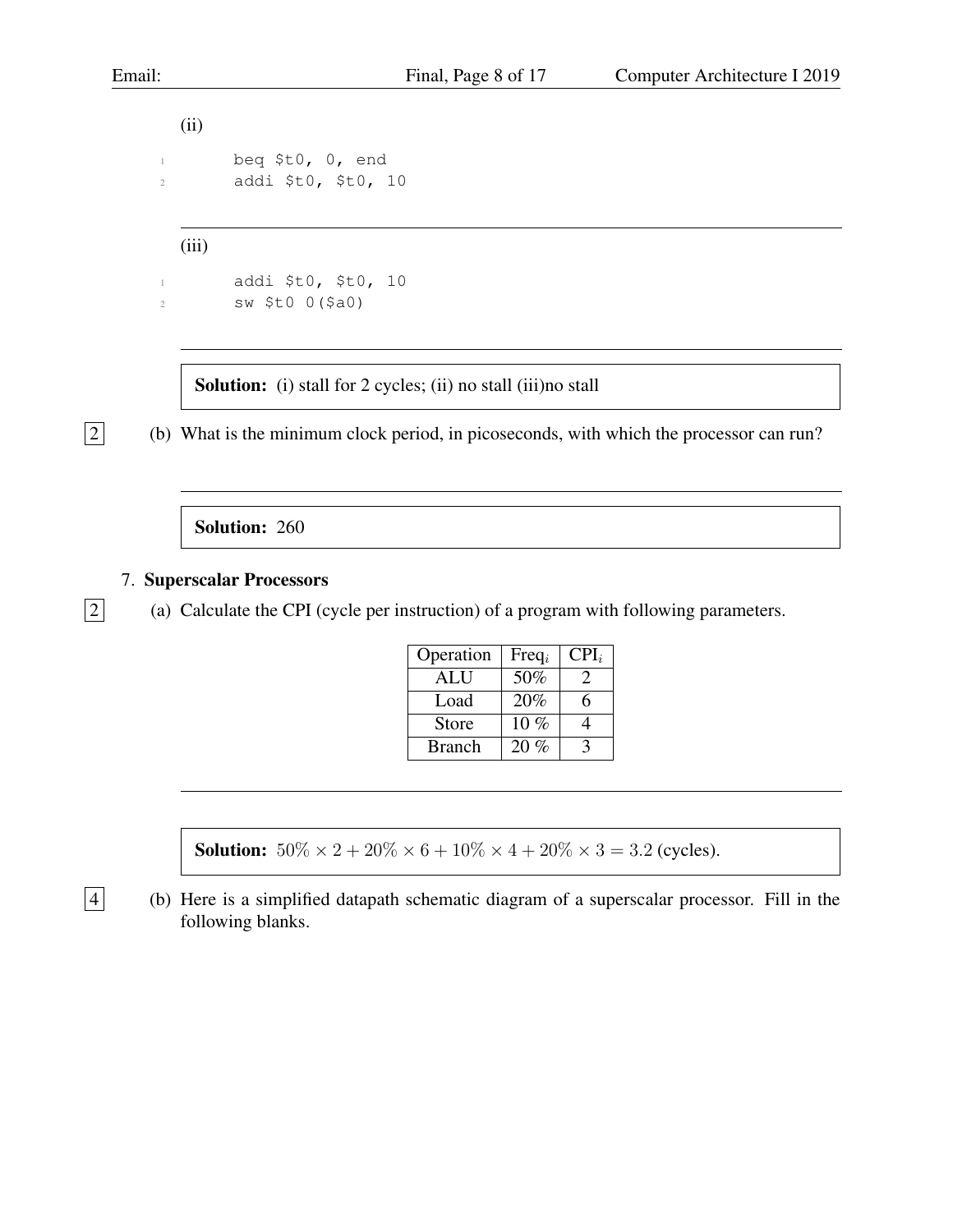(ii)

```
1     beq $t0, 0, end
2     addi $t0, $t0, 10
```

---

(iii)

```
1     addi $t0, $t0, 10
2     sw $t0 0($a0)
```

---

**Solution:** (i) stall for 2 cycles; (ii) no stall (iii)no stall

[2] (b) What is the minimum clock period, in picoseconds, with which the processor can run?

---

**Solution:** 260

7. **Superscalar Processors**

[2] (a) Calculate the CPI (cycle per instruction) of a program with following parameters.

| Operation | $\text{Freq}_i$ | $\text{CPI}_i$ |
|---|---|---|
| ALU | 50% | 2 |
| Load | 20% | 6 |
| Store | 10 % | 4 |
| Branch | 20 % | 3 |

---

**Solution:** $50\% \times 2 + 20\% \times 6 + 10\% \times 4 + 20\% \times 3 = 3.2$ (cycles).

[4] (b) Here is a simplified datapath schematic diagram of a superscalar processor. Fill in the following blanks.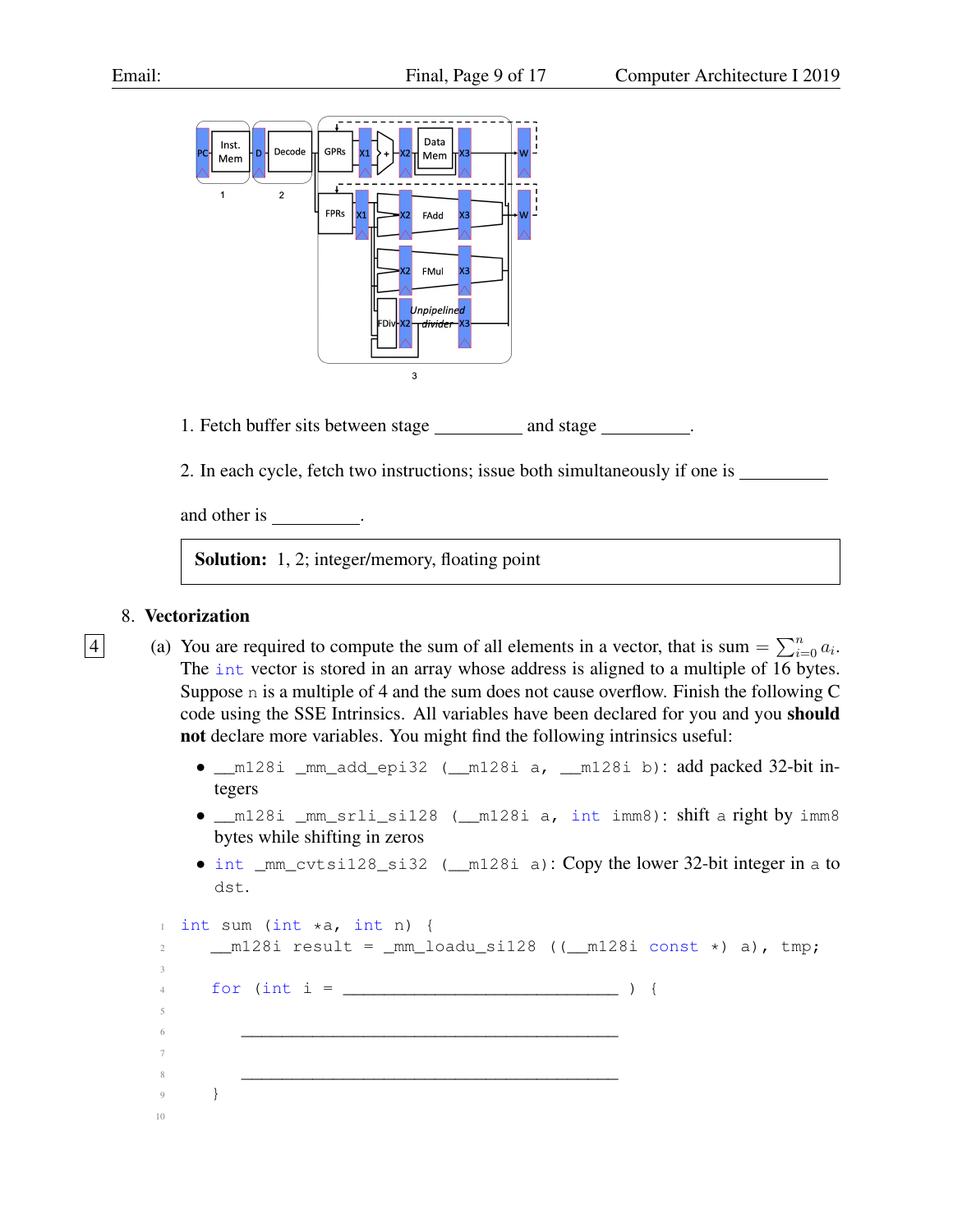1. Fetch buffer sits between stage __________ and stage __________.

2. In each cycle, fetch two instructions; issue both simultaneously if one is __________ and other is __________.

**Solution:** 1, 2; integer/memory, floating point

## 8. Vectorization

[4] (a) You are required to compute the sum of all elements in a vector, that is sum $= \sum_{i=0}^{n} a_i$. The `int` vector is stored in an array whose address is aligned to a multiple of 16 bytes. Suppose `n` is a multiple of 4 and the sum does not cause overflow. Finish the following C code using the SSE Intrinsics. All variables have been declared for you and you **should not** declare more variables. You might find the following intrinsics useful:

- `__m128i _mm_add_epi32 (__m128i a, __m128i b)`: add packed 32-bit integers
- `__m128i _mm_srli_si128 (__m128i a, int imm8)`: shift `a` right by `imm8` bytes while shifting in zeros
- `int _mm_cvtsi128_si32 (__m128i a)`: Copy the lower 32-bit integer in `a` to `dst`.

```
1  int sum (int *a, int n) {
2      __m128i result = _mm_loadu_si128 ((__m128i const *) a), tmp;
3
4      for (int i = ______________________________ ) {
5
6          ________________________________________
7
8          ________________________________________
9      }
10
```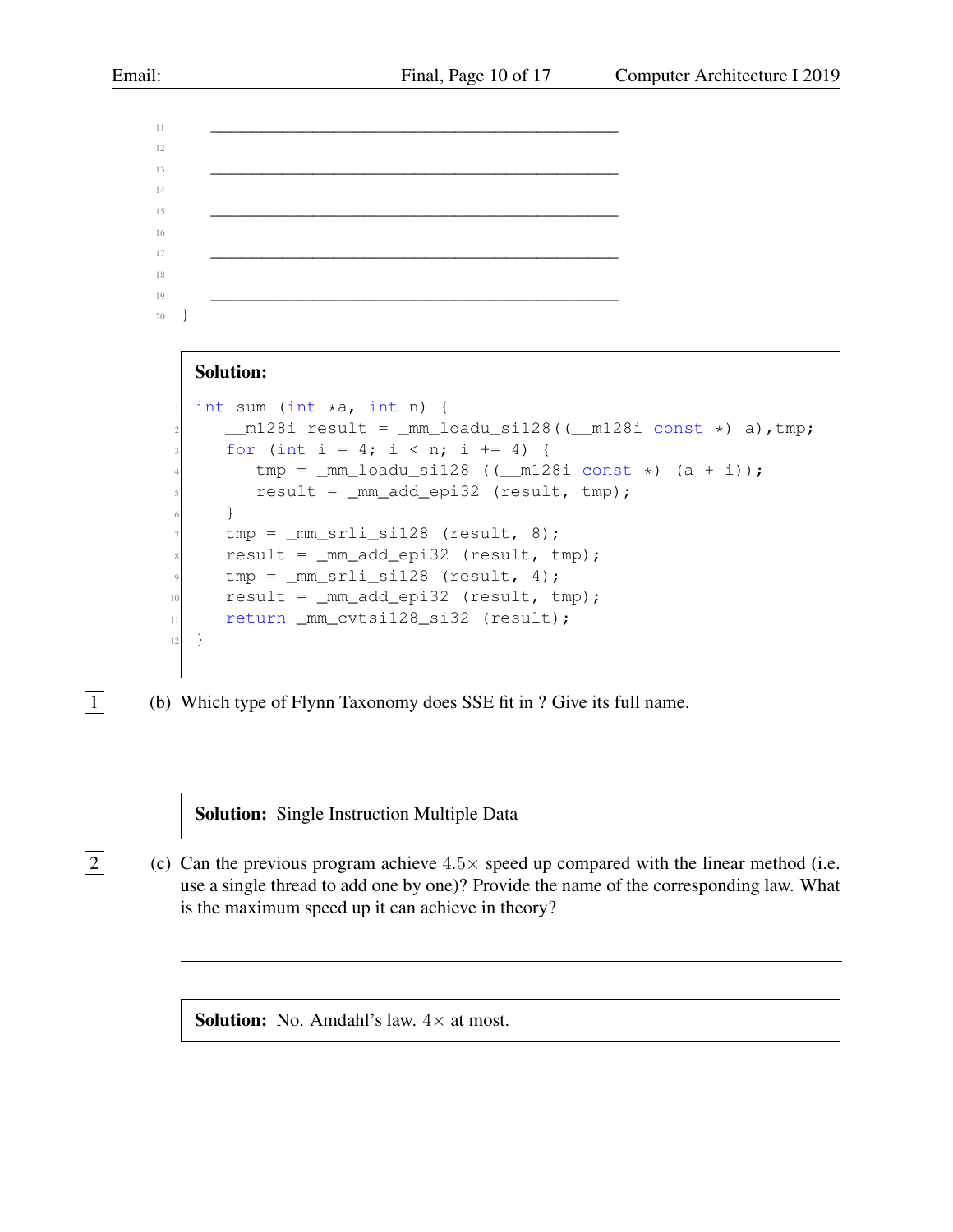```
11      ________________________________________________
12
13      ________________________________________________
14
15      ________________________________________________
16
17      ________________________________________________
18
19      ________________________________________________
20  }
```

**Solution:**

```c
int sum (int *a, int n) {
   __m128i result = _mm_loadu_si128((__m128i const *) a),tmp;
   for (int i = 4; i < n; i += 4) {
      tmp = _mm_loadu_si128 ((__m128i const *) (a + i));
      result = _mm_add_epi32 (result, tmp);
   }
   tmp = _mm_srli_si128 (result, 8);
   result = _mm_add_epi32 (result, tmp);
   tmp = _mm_srli_si128 (result, 4);
   result = _mm_add_epi32 (result, tmp);
   return _mm_cvtsi128_si32 (result);
}
```

[1] (b) Which type of Flynn Taxonomy does SSE fit in ? Give its full name.

---

**Solution:** Single Instruction Multiple Data

[2] (c) Can the previous program achieve $4.5\times$ speed up compared with the linear method (i.e. use a single thread to add one by one)? Provide the name of the corresponding law. What is the maximum speed up it can achieve in theory?

---

**Solution:** No. Amdahl's law. $4\times$ at most.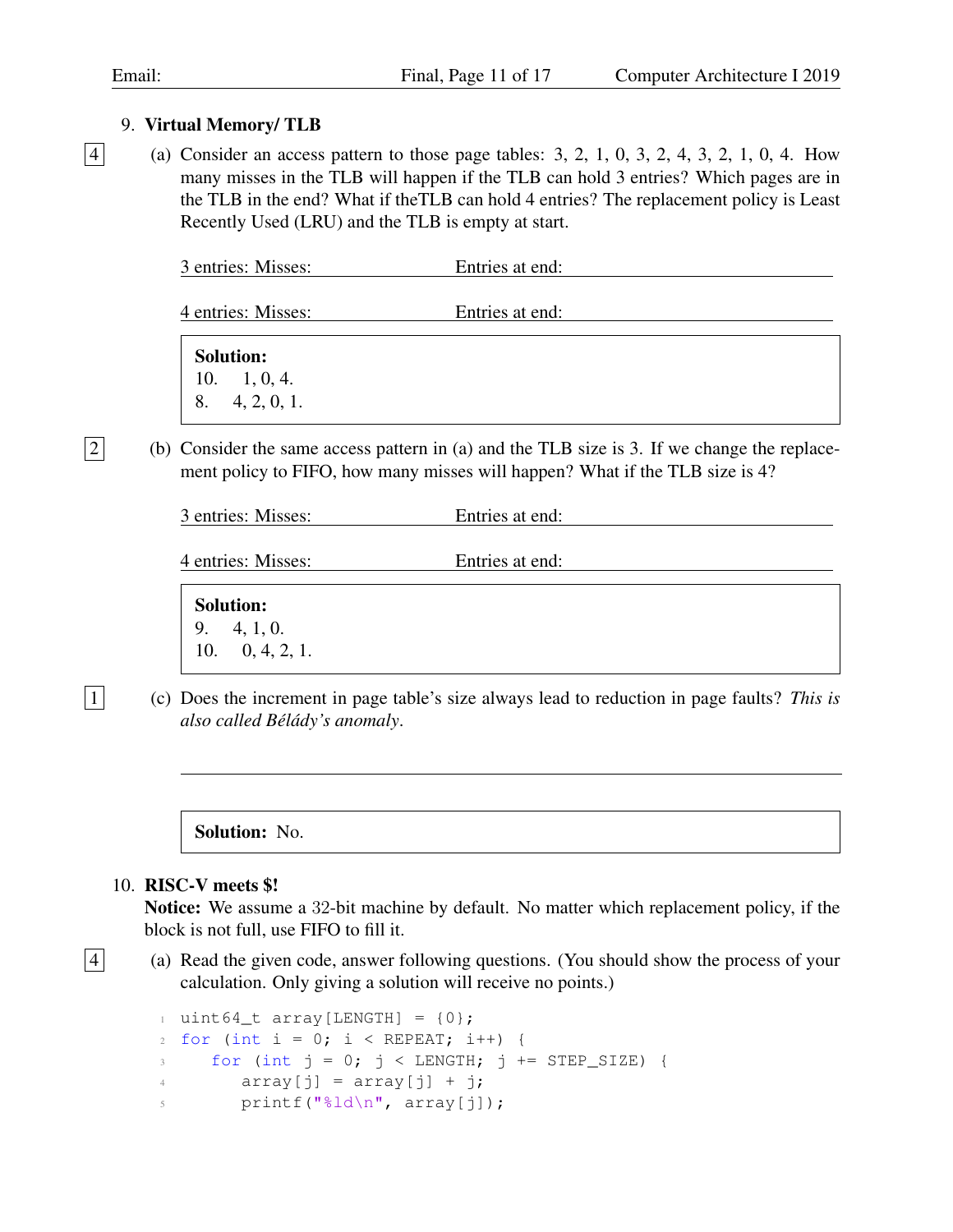9. **Virtual Memory/ TLB**

[4] (a) Consider an access pattern to those page tables: 3, 2, 1, 0, 3, 2, 4, 3, 2, 1, 0, 4. How many misses in the TLB will happen if the TLB can hold 3 entries? Which pages are in the TLB in the end? What if theTLB can hold 4 entries? The replacement policy is Least Recently Used (LRU) and the TLB is empty at start.

3 entries: Misses: ____________ Entries at end: ____________

4 entries: Misses: ____________ Entries at end: ____________

> **Solution:**
> 10. 1, 0, 4.
> 8. 4, 2, 0, 1.

[2] (b) Consider the same access pattern in (a) and the TLB size is 3. If we change the replacement policy to FIFO, how many misses will happen? What if the TLB size is 4?

3 entries: Misses: ____________ Entries at end: ____________

4 entries: Misses: ____________ Entries at end: ____________

> **Solution:**
> 9. 4, 1, 0.
> 10. 0, 4, 2, 1.

[1] (c) Does the increment in page table's size always lead to reduction in page faults? *This is also called Bélády's anomaly*.

____________________________________________

> **Solution:** No.

10. **RISC-V meets $!**

**Notice:** We assume a 32-bit machine by default. No matter which replacement policy, if the block is not full, use FIFO to fill it.

[4] (a) Read the given code, answer following questions. (You should show the process of your calculation. Only giving a solution will receive no points.)

```
uint64_t array[LENGTH] = {0};
for (int i = 0; i < REPEAT; i++) {
   for (int j = 0; j < LENGTH; j += STEP_SIZE) {
      array[j] = array[j] + j;
      printf("%ld\n", array[j]);
```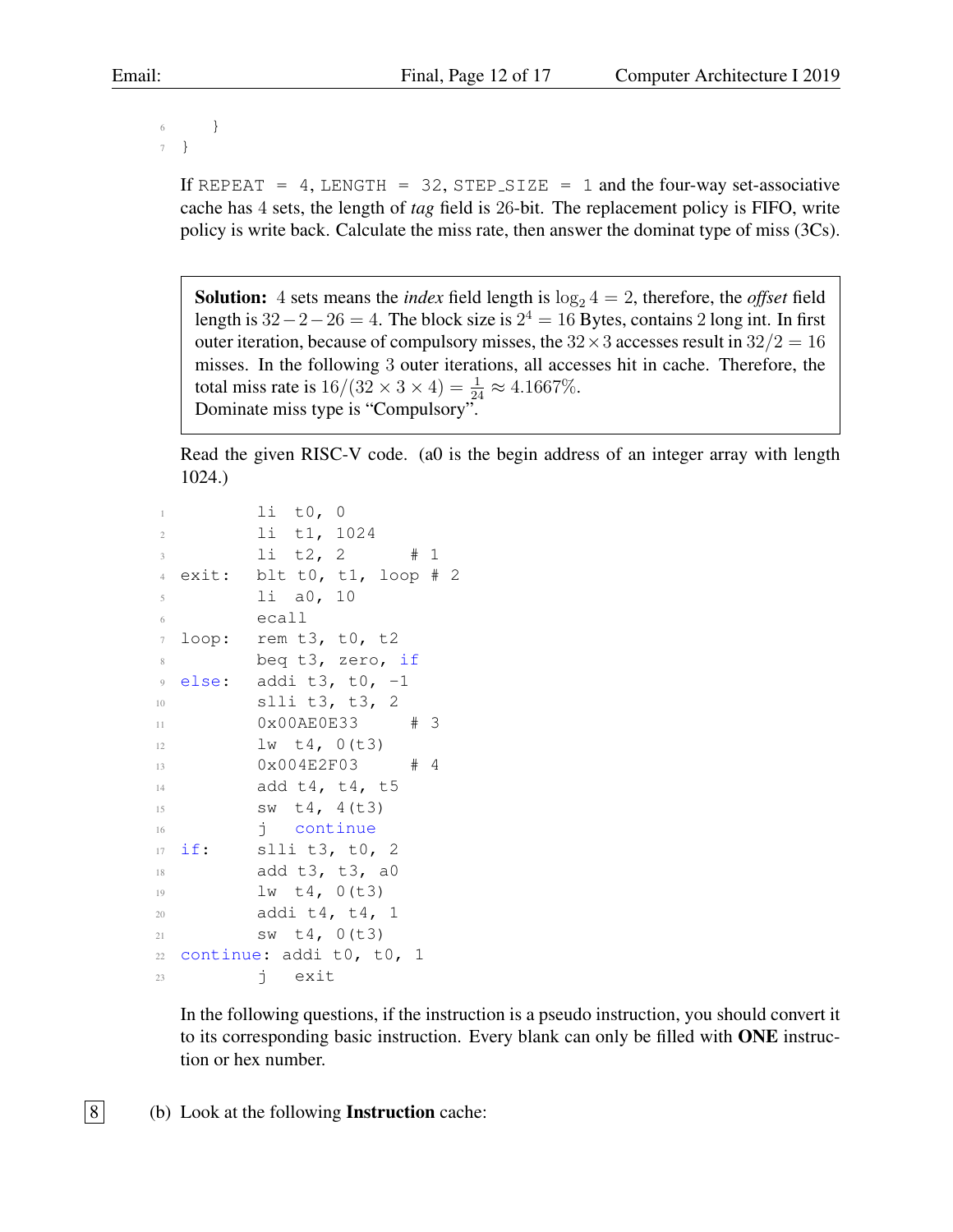```
6     }
7 }
```

If `REPEAT = 4`, `LENGTH = 32`, `STEP_SIZE = 1` and the four-way set-associative cache has 4 sets, the length of *tag* field is 26-bit. The replacement policy is FIFO, write policy is write back. Calculate the miss rate, then answer the dominat type of miss (3Cs).

> **Solution:** 4 sets means the *index* field length is $\log_2 4 = 2$, therefore, the *offset* field length is $32 - 2 - 26 = 4$. The block size is $2^4 = 16$ Bytes, contains 2 long int. In first outer iteration, because of compulsory misses, the $32 \times 3$ accesses result in $32/2 = 16$ misses. In the following 3 outer iterations, all accesses hit in cache. Therefore, the total miss rate is $16/(32 \times 3 \times 4) = \frac{1}{24} \approx 4.1667\%$.
> Dominate miss type is "Compulsory".

Read the given RISC-V code. (a0 is the begin address of an integer array with length 1024.)

```
1           li  t0, 0
2           li  t1, 1024
3           li  t2, 2       # 1
4   exit:   blt t0, t1, loop # 2
5           li  a0, 10
6           ecall
7   loop:   rem t3, t0, t2
8           beq t3, zero, if
9   else:   addi t3, t0, -1
10          slli t3, t3, 2
11          0x00AE0E33      # 3
12          lw  t4, 0(t3)
13          0x004E2F03      # 4
14          add t4, t4, t5
15          sw  t4, 4(t3)
16          j   continue
17  if:     slli t3, t0, 2
18          add t3, t3, a0
19          lw  t4, 0(t3)
20          addi t4, t4, 1
21          sw  t4, 0(t3)
22  continue: addi t0, t0, 1
23          j   exit
```

In the following questions, if the instruction is a pseudo instruction, you should convert it to its corresponding basic instruction. Every blank can only be filled with **ONE** instruction or hex number.

8 (b) Look at the following **Instruction** cache: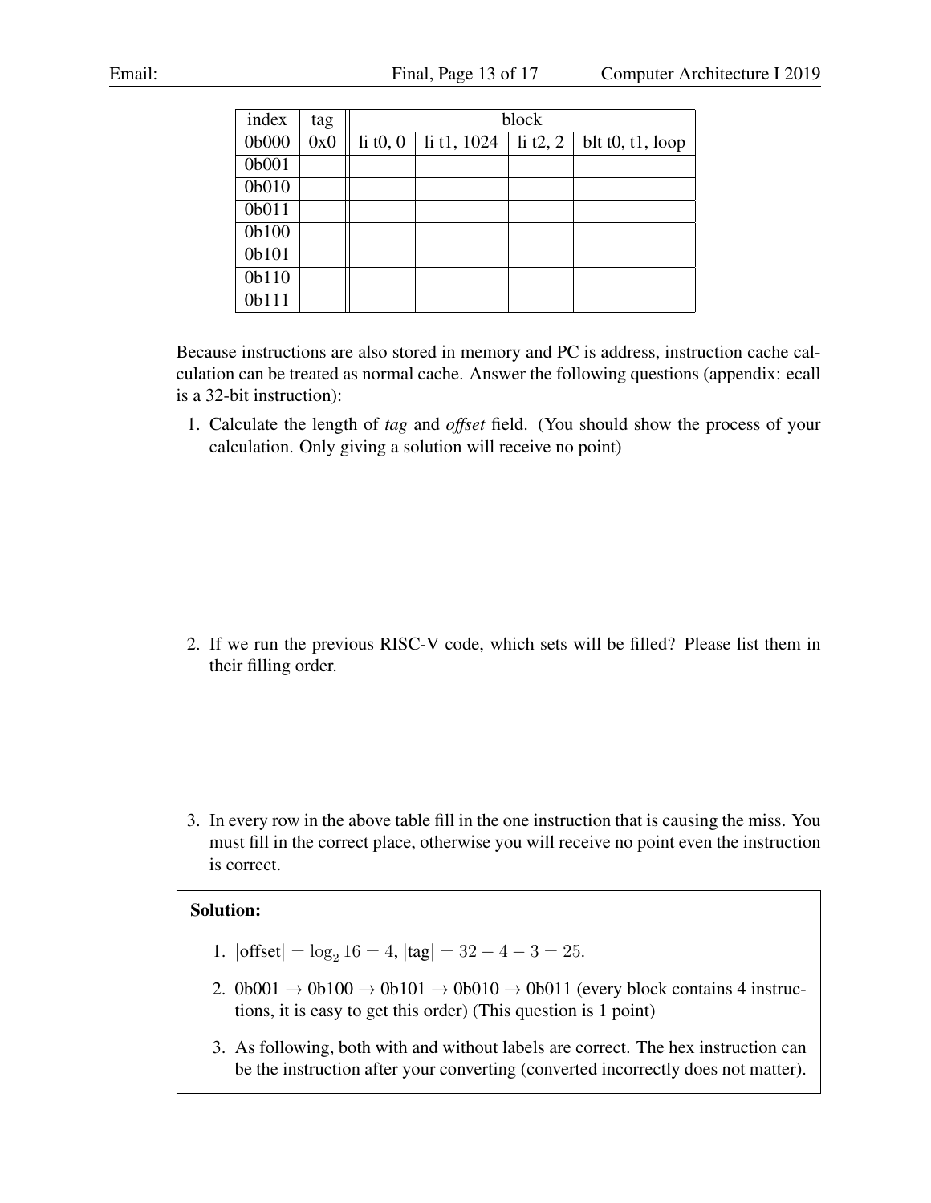| index | tag | block | | | |
|---|---|---|---|---|---|
| 0b000 | 0x0 | li t0, 0 | li t1, 1024 | li t2, 2 | blt t0, t1, loop |
| 0b001 | | | | | |
| 0b010 | | | | | |
| 0b011 | | | | | |
| 0b100 | | | | | |
| 0b101 | | | | | |
| 0b110 | | | | | |
| 0b111 | | | | | |

Because instructions are also stored in memory and PC is address, instruction cache calculation can be treated as normal cache. Answer the following questions (appendix: ecall is a 32-bit instruction):

1. Calculate the length of *tag* and *offset* field. (You should show the process of your calculation. Only giving a solution will receive no point)

2. If we run the previous RISC-V code, which sets will be filled? Please list them in their filling order.

3. In every row in the above table fill in the one instruction that is causing the miss. You must fill in the correct place, otherwise you will receive no point even the instruction is correct.

**Solution:**

1. $|\text{offset}| = \log_2 16 = 4$, $|\text{tag}| = 32 - 4 - 3 = 25$.
2. 0b001 $\rightarrow$ 0b100 $\rightarrow$ 0b101 $\rightarrow$ 0b010 $\rightarrow$ 0b011 (every block contains 4 instructions, it is easy to get this order) (This question is 1 point)
3. As following, both with and without labels are correct. The hex instruction can be the instruction after your converting (converted incorrectly does not matter).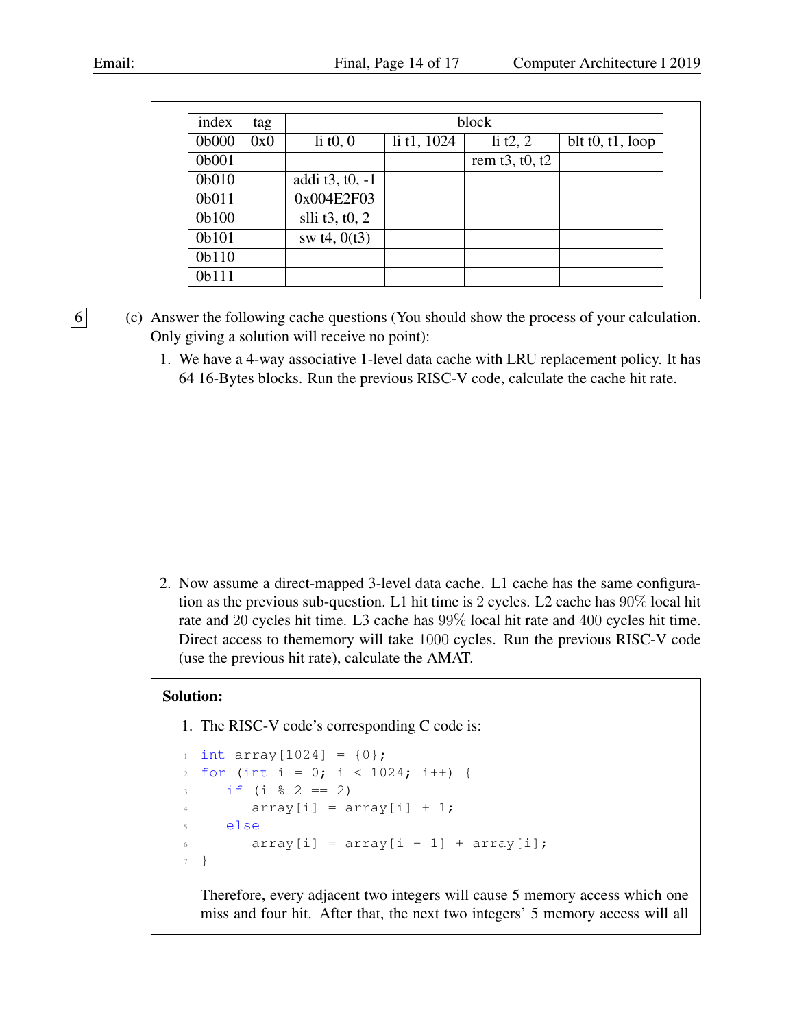| index | tag | block | | | |
|---|---|---|---|---|---|
| 0b000 | 0x0 | li t0, 0 | li t1, 1024 | li t2, 2 | blt t0, t1, loop |
| 0b001 | | | | rem t3, t0, t2 | |
| 0b010 | | addi t3, t0, -1 | | | |
| 0b011 | | 0x004E2F03 | | | |
| 0b100 | | slli t3, t0, 2 | | | |
| 0b101 | | sw t4, 0(t3) | | | |
| 0b110 | | | | | |
| 0b111 | | | | | |

6 (c) Answer the following cache questions (You should show the process of your calculation. Only giving a solution will receive no point):

1. We have a 4-way associative 1-level data cache with LRU replacement policy. It has 64 16-Bytes blocks. Run the previous RISC-V code, calculate the cache hit rate.

2. Now assume a direct-mapped 3-level data cache. L1 cache has the same configuration as the previous sub-question. L1 hit time is 2 cycles. L2 cache has $90\%$ local hit rate and $20$ cycles hit time. L3 cache has $99\%$ local hit rate and $400$ cycles hit time. Direct access to thememory will take $1000$ cycles. Run the previous RISC-V code (use the previous hit rate), calculate the AMAT.

**Solution:**

1. The RISC-V code's corresponding C code is:

```c
int array[1024] = {0};
for (int i = 0; i < 1024; i++) {
    if (i % 2 == 2)
        array[i] = array[i] + 1;
    else
        array[i] = array[i - 1] + array[i];
}
```

Therefore, every adjacent two integers will cause 5 memory access which one miss and four hit. After that, the next two integers' 5 memory access will all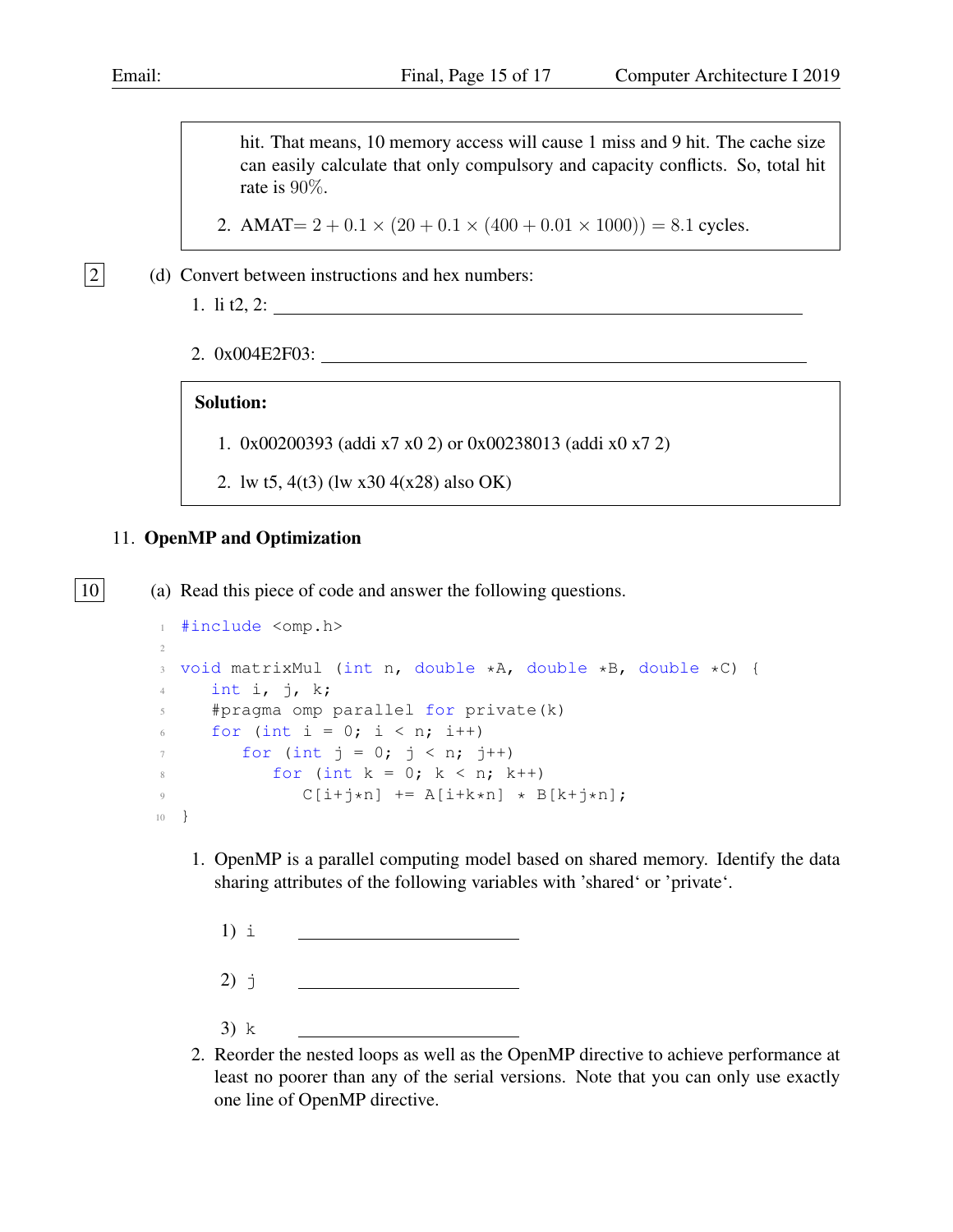hit. That means, 10 memory access will cause 1 miss and 9 hit. The cache size can easily calculate that only compulsory and capacity conflicts. So, total hit rate is $90\%$.

2. AMAT$= 2 + 0.1 \times (20 + 0.1 \times (400 + 0.01 \times 1000)) = 8.1$ cycles.

2 (d) Convert between instructions and hex numbers:

1. li t2, 2: ______________________________

2. 0x004E2F03: ______________________________

**Solution:**

1. 0x00200393 (addi x7 x0 2) or 0x00238013 (addi x0 x7 2)

2. lw t5, 4(t3) (lw x30 4(x28) also OK)

## 11. OpenMP and Optimization

10 (a) Read this piece of code and answer the following questions.

```
#include <omp.h>

void matrixMul (int n, double *A, double *B, double *C) {
   int i, j, k;
   #pragma omp parallel for private(k)
   for (int i = 0; i < n; i++)
      for (int j = 0; j < n; j++)
         for (int k = 0; k < n; k++)
            C[i+j*n] += A[i+k*n] * B[k+j*n];
}
```

1. OpenMP is a parallel computing model based on shared memory. Identify the data sharing attributes of the following variables with 'shared' or 'private'.

   1) i ______________

   2) j ______________

   3) k ______________

2. Reorder the nested loops as well as the OpenMP directive to achieve performance at least no poorer than any of the serial versions. Note that you can only use exactly one line of OpenMP directive.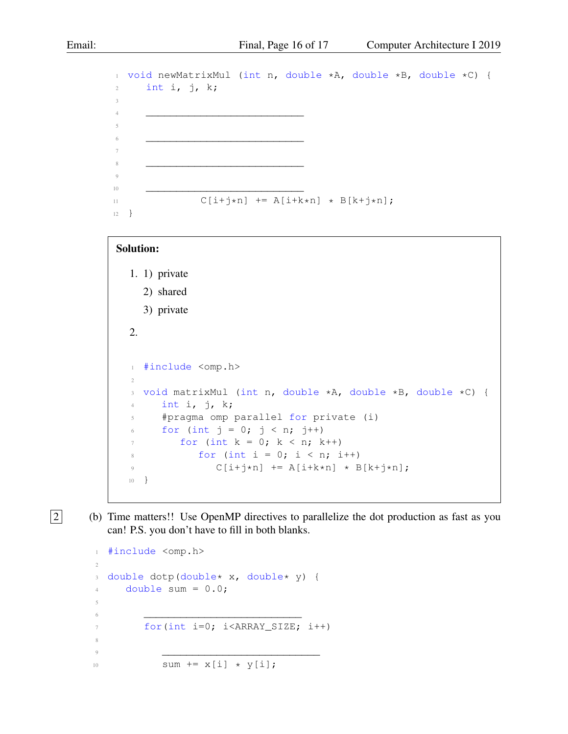```c
void newMatrixMul (int n, double *A, double *B, double *C) {
   int i, j, k;

   ____________________________

   ____________________________

   ____________________________

   ____________________________
            C[i+j*n] += A[i+k*n] * B[k+j*n];
}
```

**Solution:**

1. 1) private

   2) shared

   3) private

2.

```c
#include <omp.h>

void matrixMul (int n, double *A, double *B, double *C) {
   int i, j, k;
   #pragma omp parallel for private (i)
   for (int j = 0; j < n; j++)
      for (int k = 0; k < n; k++)
         for (int i = 0; i < n; i++)
            C[i+j*n] += A[i+k*n] * B[k+j*n];
}
```

2 (b) Time matters!! Use OpenMP directives to parallelize the dot production as fast as you can! P.S. you don't have to fill in both blanks.

```c
#include <omp.h>

double dotp(double* x, double* y) {
   double sum = 0.0;

      ____________________________
      for(int i=0; i<ARRAY_SIZE; i++)

         ____________________________
         sum += x[i] * y[i];
```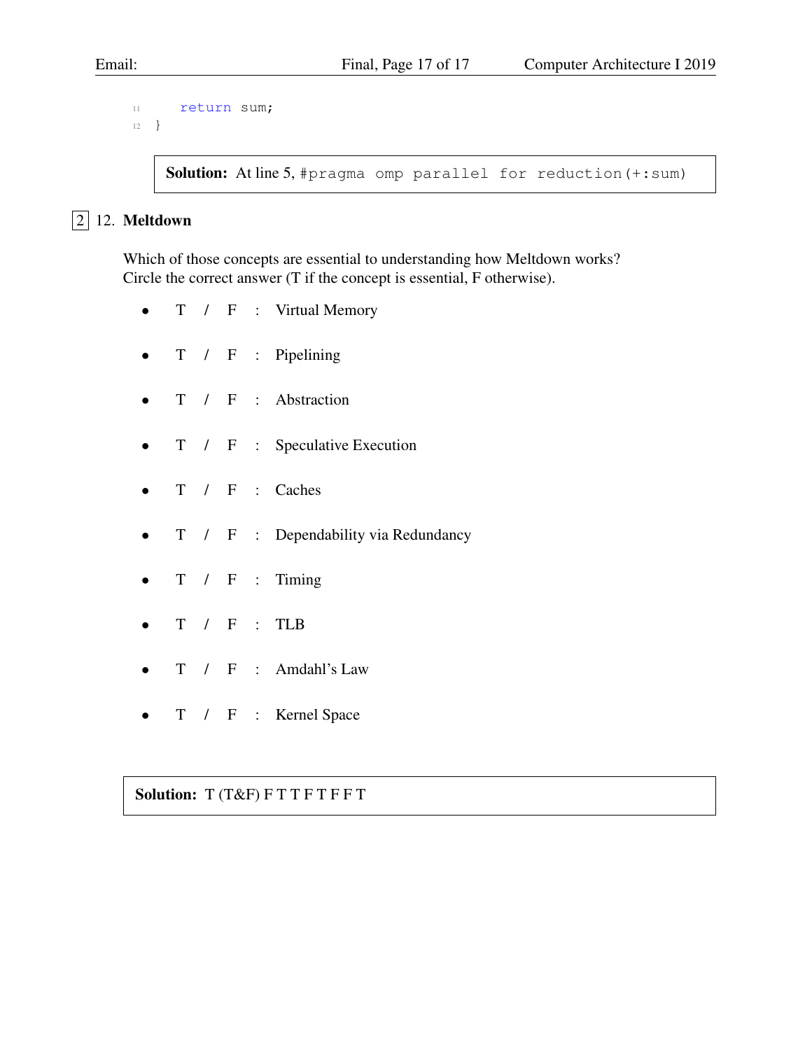```
11     return sum;
12 }
```

**Solution:** At line 5, `#pragma omp parallel for reduction(+:sum)`

2 12. **Meltdown**

Which of those concepts are essential to understanding how Meltdown works?
Circle the correct answer (T if the concept is essential, F otherwise).

- T / F : Virtual Memory
- T / F : Pipelining
- T / F : Abstraction
- T / F : Speculative Execution
- T / F : Caches
- T / F : Dependability via Redundancy
- T / F : Timing
- T / F : TLB
- T / F : Amdahl's Law
- T / F : Kernel Space

**Solution:** T (T&F) F T T F T F F T